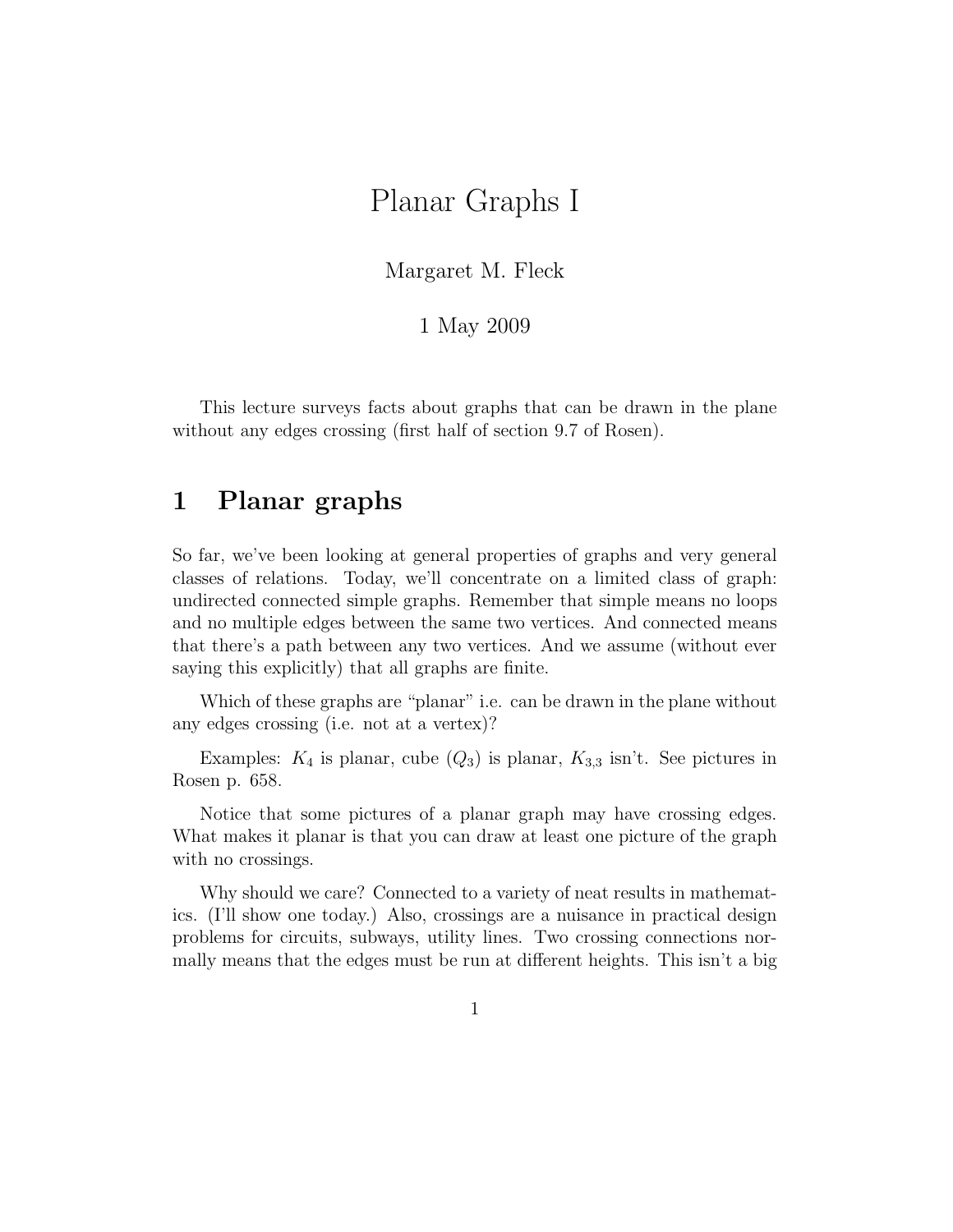# Planar Graphs I

Margaret M. Fleck

1 May 2009

This lecture surveys facts about graphs that can be drawn in the plane without any edges crossing (first half of section 9.7 of Rosen).

## 1 Planar graphs

So far, we've been looking at general properties of graphs and very general classes of relations. Today, we'll concentrate on a limited class of graph: undirected connected simple graphs. Remember that simple means no loops and no multiple edges between the same two vertices. And connected means that there's a path between any two vertices. And we assume (without ever saying this explicitly) that all graphs are finite.

Which of these graphs are "planar" i.e. can be drawn in the plane without any edges crossing (i.e. not at a vertex)?

Examples: $K_4$ is planar, cube ($Q_3$) is planar, $K_{3,3}$ isn't. See pictures in Rosen p. 658.

Notice that some pictures of a planar graph may have crossing edges. What makes it planar is that you can draw at least one picture of the graph with no crossings.

Why should we care? Connected to a variety of neat results in mathematics. (I'll show one today.) Also, crossings are a nuisance in practical design problems for circuits, subways, utility lines. Two crossing connections normally means that the edges must be run at different heights. This isn't a big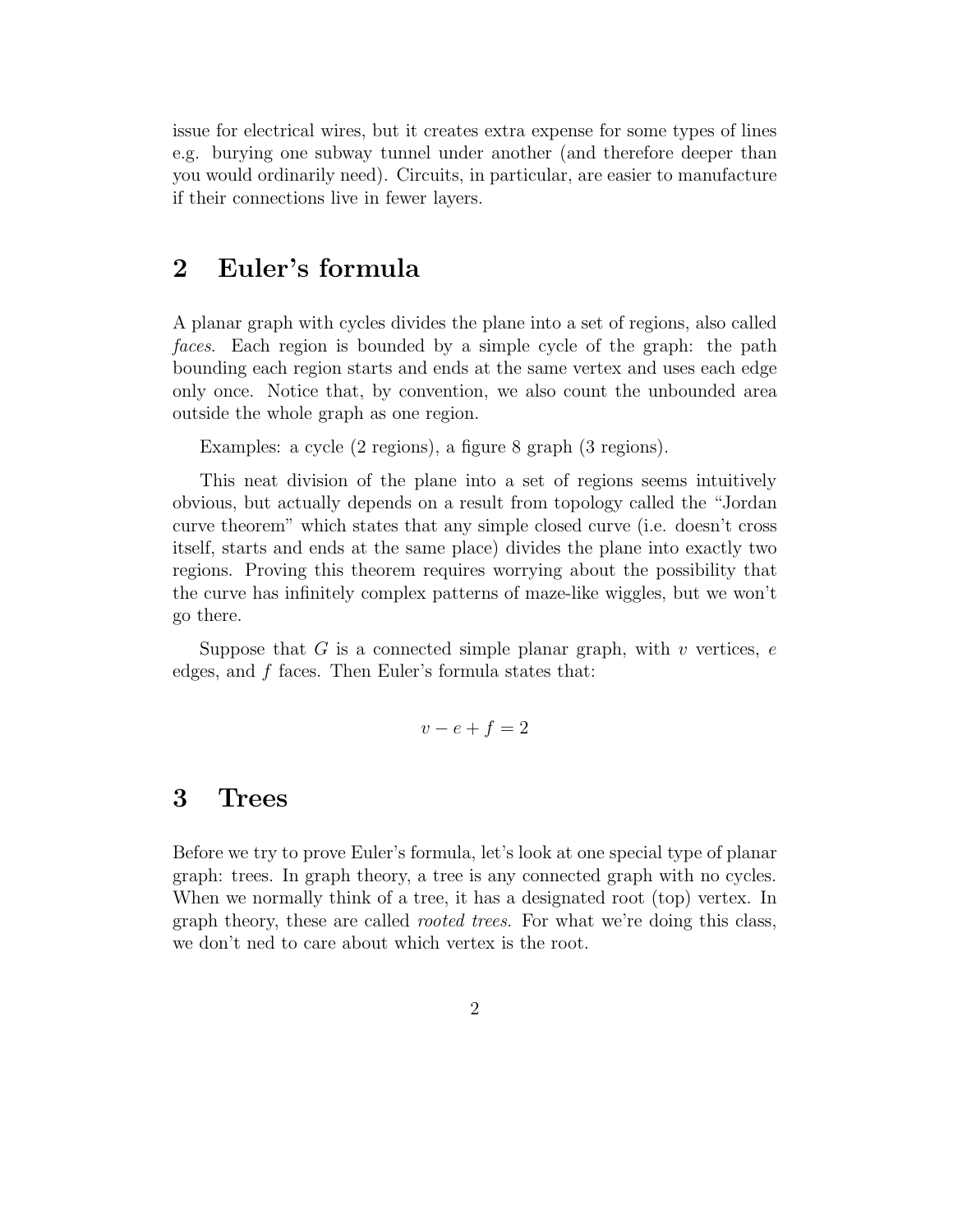issue for electrical wires, but it creates extra expense for some types of lines e.g. burying one subway tunnel under another (and therefore deeper than you would ordinarily need). Circuits, in particular, are easier to manufacture if their connections live in fewer layers.

## 2 Euler's formula

A planar graph with cycles divides the plane into a set of regions, also called *faces*. Each region is bounded by a simple cycle of the graph: the path bounding each region starts and ends at the same vertex and uses each edge only once. Notice that, by convention, we also count the unbounded area outside the whole graph as one region.

Examples: a cycle (2 regions), a figure 8 graph (3 regions).

This neat division of the plane into a set of regions seems intuitively obvious, but actually depends on a result from topology called the "Jordan curve theorem" which states that any simple closed curve (i.e. doesn't cross itself, starts and ends at the same place) divides the plane into exactly two regions. Proving this theorem requires worrying about the possibility that the curve has infinitely complex patterns of maze-like wiggles, but we won't go there.

Suppose that $G$ is a connected simple planar graph, with $v$ vertices, $e$ edges, and $f$ faces. Then Euler's formula states that:

$$v - e + f = 2$$

## 3 Trees

Before we try to prove Euler's formula, let's look at one special type of planar graph: trees. In graph theory, a tree is any connected graph with no cycles. When we normally think of a tree, it has a designated root (top) vertex. In graph theory, these are called *rooted trees*. For what we're doing this class, we don't ned to care about which vertex is the root.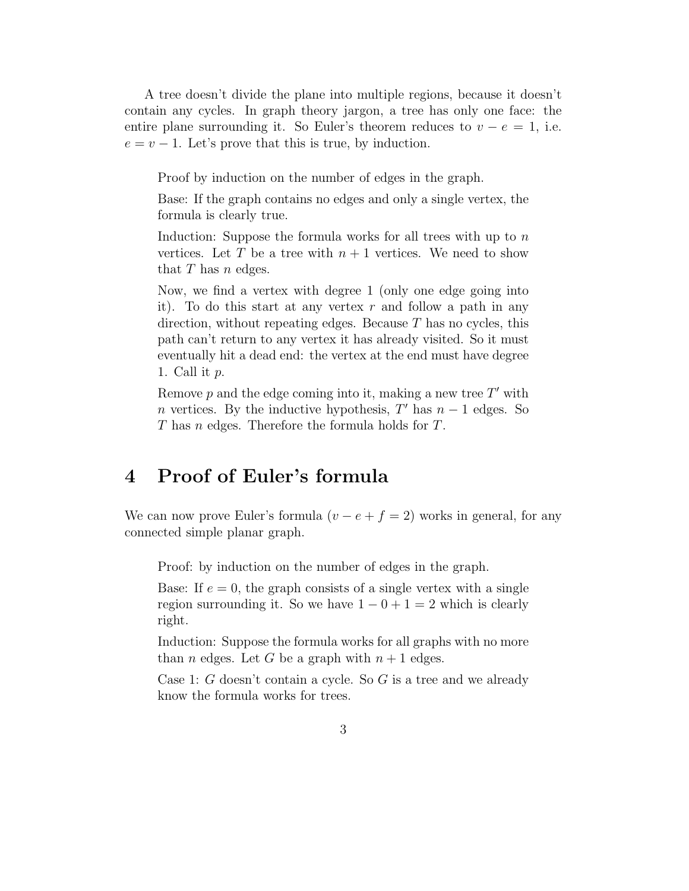A tree doesn't divide the plane into multiple regions, because it doesn't contain any cycles. In graph theory jargon, a tree has only one face: the entire plane surrounding it. So Euler's theorem reduces to $v - e = 1$, i.e. $e = v - 1$. Let's prove that this is true, by induction.

> Proof by induction on the number of edges in the graph.
>
> Base: If the graph contains no edges and only a single vertex, the formula is clearly true.
>
> Induction: Suppose the formula works for all trees with up to $n$ vertices. Let $T$ be a tree with $n + 1$ vertices. We need to show that $T$ has $n$ edges.
>
> Now, we find a vertex with degree 1 (only one edge going into it). To do this start at any vertex $r$ and follow a path in any direction, without repeating edges. Because $T$ has no cycles, this path can't return to any vertex it has already visited. So it must eventually hit a dead end: the vertex at the end must have degree 1. Call it $p$.
>
> Remove $p$ and the edge coming into it, making a new tree $T'$ with $n$ vertices. By the inductive hypothesis, $T'$ has $n - 1$ edges. So $T$ has $n$ edges. Therefore the formula holds for $T$.

## 4 Proof of Euler's formula

We can now prove Euler's formula ($v - e + f = 2$) works in general, for any connected simple planar graph.

> Proof: by induction on the number of edges in the graph.
>
> Base: If $e = 0$, the graph consists of a single vertex with a single region surrounding it. So we have $1 - 0 + 1 = 2$ which is clearly right.
>
> Induction: Suppose the formula works for all graphs with no more than $n$ edges. Let $G$ be a graph with $n + 1$ edges.
>
> Case 1: $G$ doesn't contain a cycle. So $G$ is a tree and we already know the formula works for trees.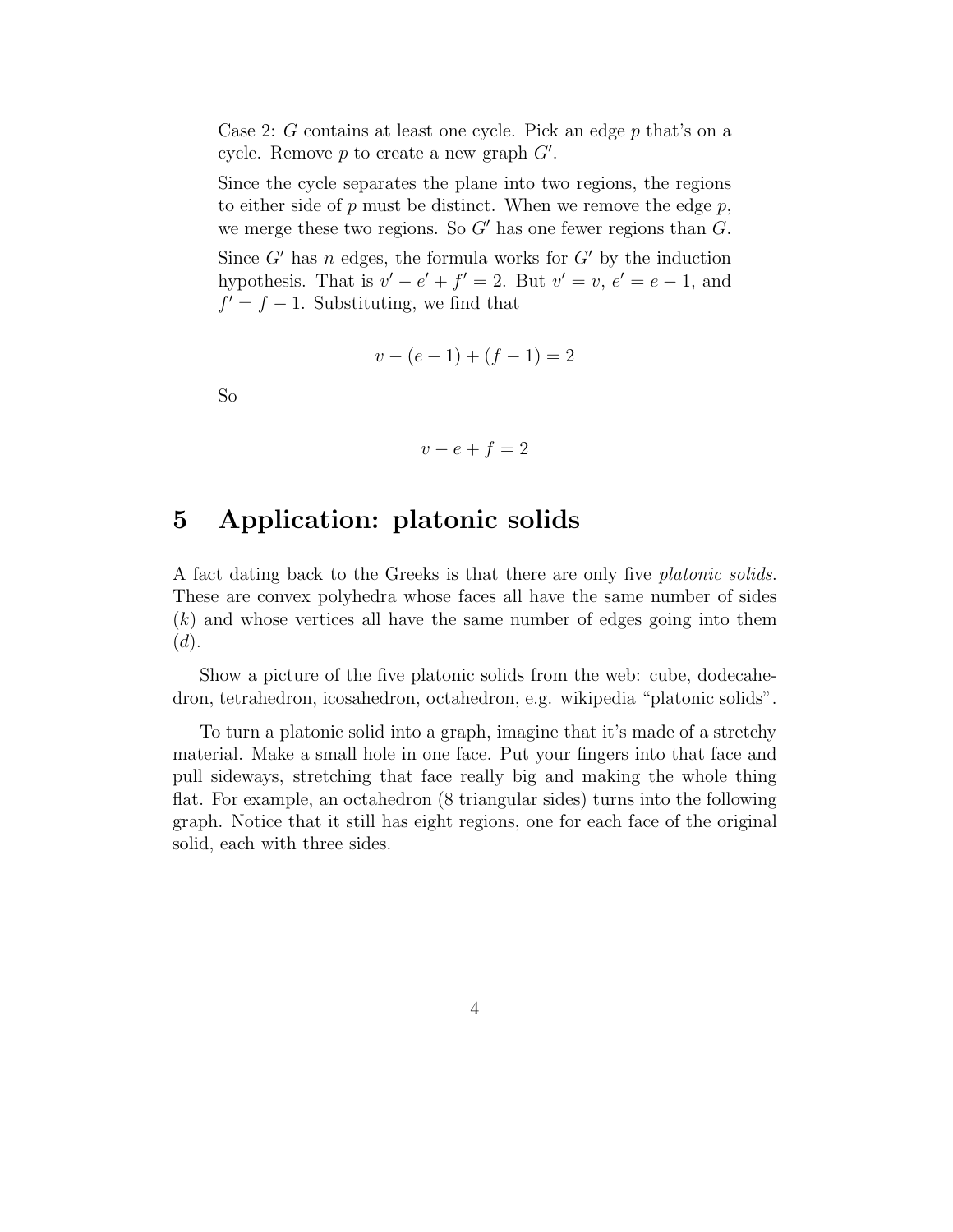Case 2: $G$ contains at least one cycle. Pick an edge $p$ that's on a cycle. Remove $p$ to create a new graph $G'$.

Since the cycle separates the plane into two regions, the regions to either side of $p$ must be distinct. When we remove the edge $p$, we merge these two regions. So $G'$ has one fewer regions than $G$.

Since $G'$ has $n$ edges, the formula works for $G'$ by the induction hypothesis. That is $v' - e' + f' = 2$. But $v' = v$, $e' = e - 1$, and $f' = f - 1$. Substituting, we find that

$$v - (e - 1) + (f - 1) = 2$$

So

$$v - e + f = 2$$

# 5 Application: platonic solids

A fact dating back to the Greeks is that there are only five *platonic solids*. These are convex polyhedra whose faces all have the same number of sides ($k$) and whose vertices all have the same number of edges going into them ($d$).

Show a picture of the five platonic solids from the web: cube, dodecahedron, tetrahedron, icosahedron, octahedron, e.g. wikipedia "platonic solids".

To turn a platonic solid into a graph, imagine that it's made of a stretchy material. Make a small hole in one face. Put your fingers into that face and pull sideways, stretching that face really big and making the whole thing flat. For example, an octahedron (8 triangular sides) turns into the following graph. Notice that it still has eight regions, one for each face of the original solid, each with three sides.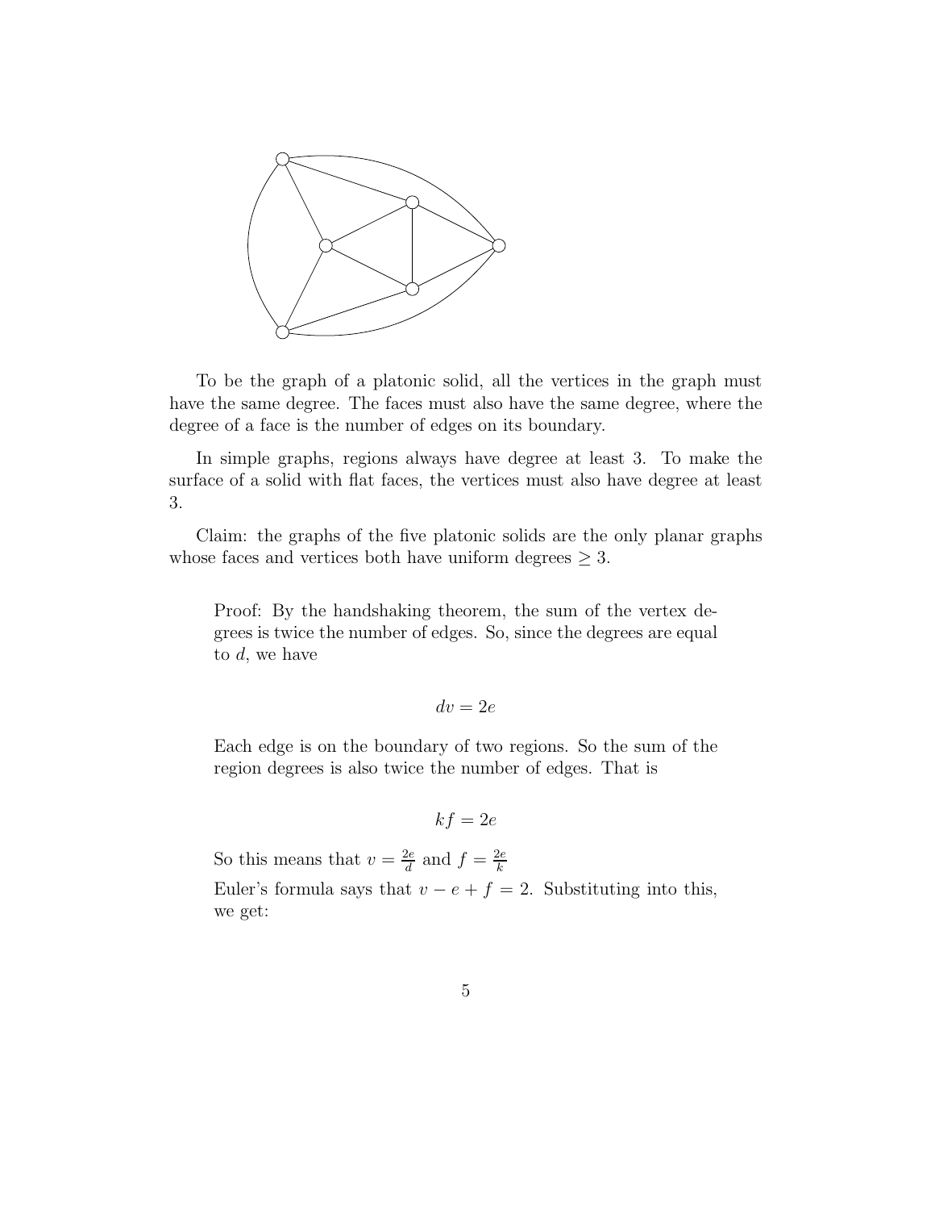To be the graph of a platonic solid, all the vertices in the graph must have the same degree. The faces must also have the same degree, where the degree of a face is the number of edges on its boundary.

In simple graphs, regions always have degree at least 3. To make the surface of a solid with flat faces, the vertices must also have degree at least 3.

Claim: the graphs of the five platonic solids are the only planar graphs whose faces and vertices both have uniform degrees $\geq 3$.

> Proof: By the handshaking theorem, the sum of the vertex degrees is twice the number of edges. So, since the degrees are equal to $d$, we have
>
> $$dv = 2e$$
>
> Each edge is on the boundary of two regions. So the sum of the region degrees is also twice the number of edges. That is
>
> $$kf = 2e$$
>
> So this means that $v = \frac{2e}{d}$ and $f = \frac{2e}{k}$
>
> Euler's formula says that $v - e + f = 2$. Substituting into this, we get: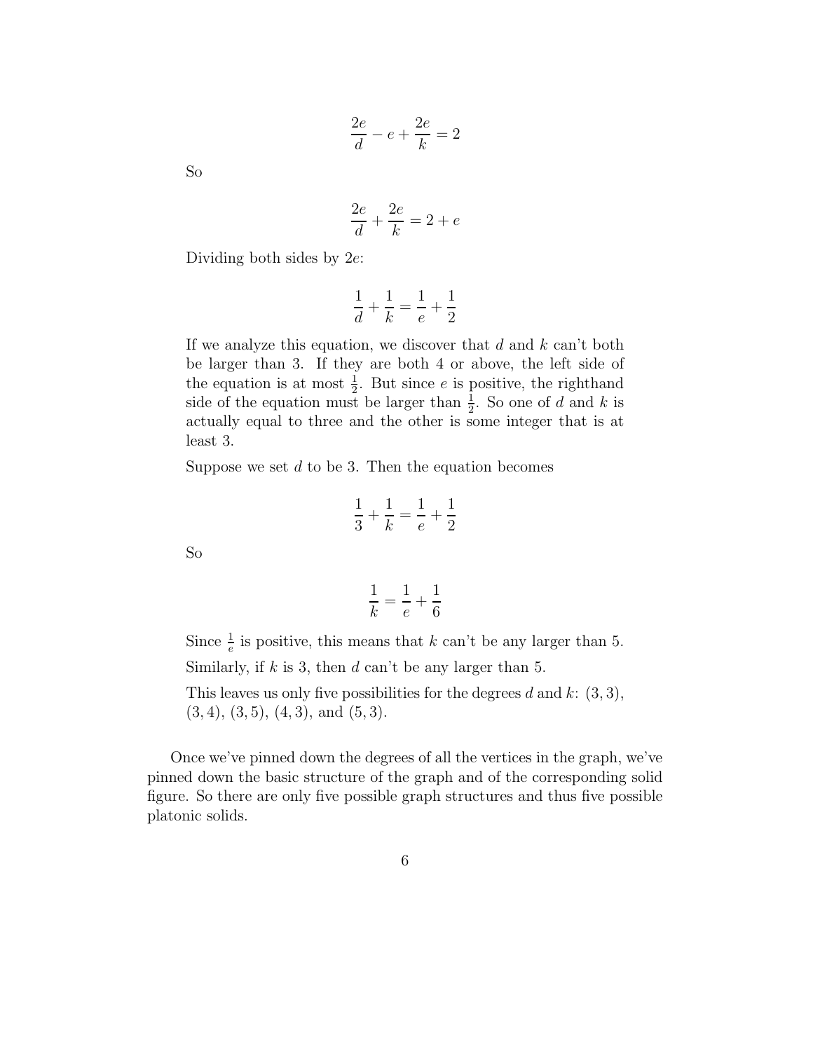$$\frac{2e}{d} - e + \frac{2e}{k} = 2$$

So

$$\frac{2e}{d} + \frac{2e}{k} = 2 + e$$

Dividing both sides by $2e$:

$$\frac{1}{d} + \frac{1}{k} = \frac{1}{e} + \frac{1}{2}$$

If we analyze this equation, we discover that $d$ and $k$ can't both be larger than 3. If they are both 4 or above, the left side of the equation is at most $\frac{1}{2}$. But since $e$ is positive, the righthand side of the equation must be larger than $\frac{1}{2}$. So one of $d$ and $k$ is actually equal to three and the other is some integer that is at least 3.

Suppose we set $d$ to be 3. Then the equation becomes

$$\frac{1}{3} + \frac{1}{k} = \frac{1}{e} + \frac{1}{2}$$

So

$$\frac{1}{k} = \frac{1}{e} + \frac{1}{6}$$

Since $\frac{1}{e}$ is positive, this means that $k$ can't be any larger than 5.

Similarly, if $k$ is 3, then $d$ can't be any larger than 5.

This leaves us only five possibilities for the degrees $d$ and $k$: $(3, 3)$, $(3, 4)$, $(3, 5)$, $(4, 3)$, and $(5, 3)$.

Once we've pinned down the degrees of all the vertices in the graph, we've pinned down the basic structure of the graph and of the corresponding solid figure. So there are only five possible graph structures and thus five possible platonic solids.